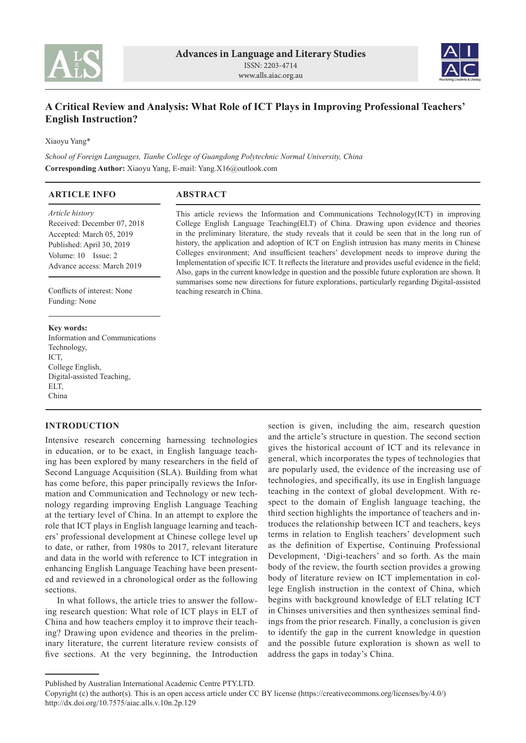Advances in Language and Literary Studies
ISSN: 2203-4714
www.alls.aiac.org.au

# A Critical Review and Analysis: What Role of ICT Plays in Improving Professional Teachers' English Instruction?

Xiaoyu Yang*

*School of Foreign Languages, Tianhe College of Guangdong Polytechnic Normal University, China*
**Corresponding Author:** Xiaoyu Yang, E-mail: Yang.X16@outlook.com

## ARTICLE INFO

*Article history*
Received: December 07, 2018
Accepted: March 05, 2019
Published: April 30, 2019
Volume: 10 Issue: 2
Advance access: March 2019

Conflicts of interest: None
Funding: None

**Key words:**
Information and Communications Technology,
ICT,
College English,
Digital-assisted Teaching,
ELT,
China

## ABSTRACT

This article reviews the Information and Communications Technology(ICT) in improving College English Language Teaching(ELT) of China. Drawing upon evidence and theories in the preliminary literature, the study reveals that it could be seen that in the long run of history, the application and adoption of ICT on English intrusion has many merits in Chinese Colleges environment; And insufficient teachers' development needs to improve during the Implementation of specific ICT. It reflects the literature and provides useful evidence in the field; Also, gaps in the current knowledge in question and the possible future exploration are shown. It summarises some new directions for future explorations, particularly regarding Digital-assisted teaching research in China.

## INTRODUCTION

Intensive research concerning harnessing technologies in education, or to be exact, in English language teaching has been explored by many researchers in the field of Second Language Acquisition (SLA). Building from what has come before, this paper principally reviews the Information and Communication and Technology or new technology regarding improving English Language Teaching at the tertiary level of China. In an attempt to explore the role that ICT plays in English language learning and teachers' professional development at Chinese college level up to date, or rather, from 1980s to 2017, relevant literature and data in the world with reference to ICT integration in enhancing English Language Teaching have been presented and reviewed in a chronological order as the following sections.

In what follows, the article tries to answer the following research question: What role of ICT plays in ELT of China and how teachers employ it to improve their teaching? Drawing upon evidence and theories in the preliminary literature, the current literature review consists of five sections. At the very beginning, the Introduction section is given, including the aim, research question and the article's structure in question. The second section gives the historical account of ICT and its relevance in general, which incorporates the types of technologies that are popularly used, the evidence of the increasing use of technologies, and specifically, its use in English language teaching in the context of global development. With respect to the domain of English language teaching, the third section highlights the importance of teachers and introduces the relationship between ICT and teachers, keys terms in relation to English teachers' development such as the definition of Expertise, Continuing Professional Development, 'Digi-teachers' and so forth. As the main body of the review, the fourth section provides a growing body of literature review on ICT implementation in college English instruction in the context of China, which begins with background knowledge of ELT relating ICT in Chinses universities and then synthesizes seminal findings from the prior research. Finally, a conclusion is given to identify the gap in the current knowledge in question and the possible future exploration is shown as well to address the gaps in today's China.

Published by Australian International Academic Centre PTY.LTD.
Copyright (c) the author(s). This is an open access article under CC BY license (https://creativecommons.org/licenses/by/4.0/)
http://dx.doi.org/10.7575/aiac.alls.v.10n.2p.129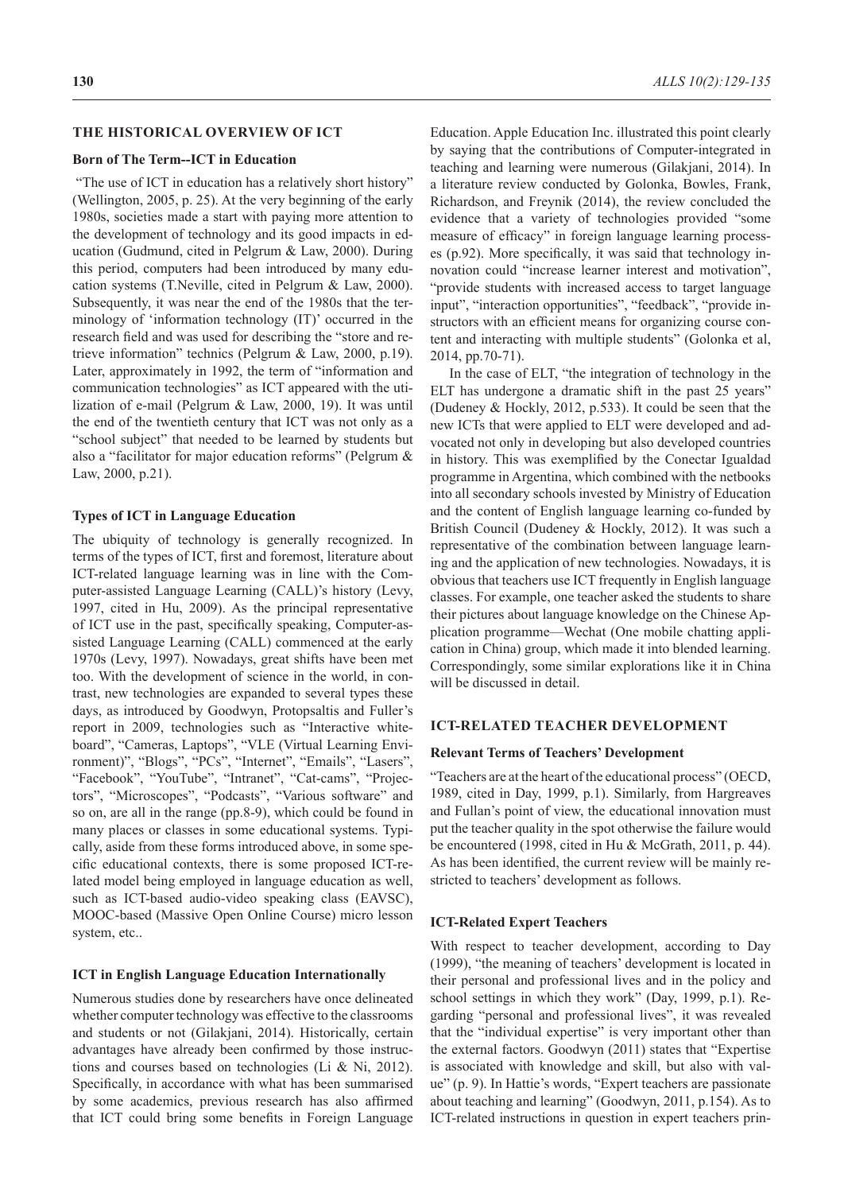## THE HISTORICAL OVERVIEW OF ICT

### Born of The Term--ICT in Education

"The use of ICT in education has a relatively short history" (Wellington, 2005, p. 25). At the very beginning of the early 1980s, societies made a start with paying more attention to the development of technology and its good impacts in education (Gudmund, cited in Pelgrum & Law, 2000). During this period, computers had been introduced by many education systems (T.Neville, cited in Pelgrum & Law, 2000). Subsequently, it was near the end of the 1980s that the terminology of 'information technology (IT)' occurred in the research field and was used for describing the "store and retrieve information" technics (Pelgrum & Law, 2000, p.19). Later, approximately in 1992, the term of "information and communication technologies" as ICT appeared with the utilization of e-mail (Pelgrum & Law, 2000, 19). It was until the end of the twentieth century that ICT was not only as a "school subject" that needed to be learned by students but also a "facilitator for major education reforms" (Pelgrum & Law, 2000, p.21).

### Types of ICT in Language Education

The ubiquity of technology is generally recognized. In terms of the types of ICT, first and foremost, literature about ICT-related language learning was in line with the Computer-assisted Language Learning (CALL)'s history (Levy, 1997, cited in Hu, 2009). As the principal representative of ICT use in the past, specifically speaking, Computer-assisted Language Learning (CALL) commenced at the early 1970s (Levy, 1997). Nowadays, great shifts have been met too. With the development of science in the world, in contrast, new technologies are expanded to several types these days, as introduced by Goodwyn, Protopsaltis and Fuller's report in 2009, technologies such as "Interactive whiteboard", "Cameras, Laptops", "VLE (Virtual Learning Environment)", "Blogs", "PCs", "Internet", "Emails", "Lasers", "Facebook", "YouTube", "Intranet", "Cat-cams", "Projectors", "Microscopes", "Podcasts", "Various software" and so on, are all in the range (pp.8-9), which could be found in many places or classes in some educational systems. Typically, aside from these forms introduced above, in some specific educational contexts, there is some proposed ICT-related model being employed in language education as well, such as ICT-based audio-video speaking class (EAVSC), MOOC-based (Massive Open Online Course) micro lesson system, etc..

### ICT in English Language Education Internationally

Numerous studies done by researchers have once delineated whether computer technology was effective to the classrooms and students or not (Gilakjani, 2014). Historically, certain advantages have already been confirmed by those instructions and courses based on technologies (Li & Ni, 2012). Specifically, in accordance with what has been summarised by some academics, previous research has also affirmed that ICT could bring some benefits in Foreign Language Education. Apple Education Inc. illustrated this point clearly by saying that the contributions of Computer-integrated in teaching and learning were numerous (Gilakjani, 2014). In a literature review conducted by Golonka, Bowles, Frank, Richardson, and Freynik (2014), the review concluded the evidence that a variety of technologies provided "some measure of efficacy" in foreign language learning processes (p.92). More specifically, it was said that technology innovation could "increase learner interest and motivation", "provide students with increased access to target language input", "interaction opportunities", "feedback", "provide instructors with an efficient means for organizing course content and interacting with multiple students" (Golonka et al, 2014, pp.70-71).

In the case of ELT, "the integration of technology in the ELT has undergone a dramatic shift in the past 25 years" (Dudeney & Hockly, 2012, p.533). It could be seen that the new ICTs that were applied to ELT were developed and advocated not only in developing but also developed countries in history. This was exemplified by the Conectar Igualdad programme in Argentina, which combined with the netbooks into all secondary schools invested by Ministry of Education and the content of English language learning co-funded by British Council (Dudeney & Hockly, 2012). It was such a representative of the combination between language learning and the application of new technologies. Nowadays, it is obvious that teachers use ICT frequently in English language classes. For example, one teacher asked the students to share their pictures about language knowledge on the Chinese Application programme—Wechat (One mobile chatting application in China) group, which made it into blended learning. Correspondingly, some similar explorations like it in China will be discussed in detail.

## ICT-RELATED TEACHER DEVELOPMENT

### Relevant Terms of Teachers' Development

"Teachers are at the heart of the educational process" (OECD, 1989, cited in Day, 1999, p.1). Similarly, from Hargreaves and Fullan's point of view, the educational innovation must put the teacher quality in the spot otherwise the failure would be encountered (1998, cited in Hu & McGrath, 2011, p. 44). As has been identified, the current review will be mainly restricted to teachers' development as follows.

### ICT-Related Expert Teachers

With respect to teacher development, according to Day (1999), "the meaning of teachers' development is located in their personal and professional lives and in the policy and school settings in which they work" (Day, 1999, p.1). Regarding "personal and professional lives", it was revealed that the "individual expertise" is very important other than the external factors. Goodwyn (2011) states that "Expertise is associated with knowledge and skill, but also with value" (p. 9). In Hattie's words, "Expert teachers are passionate about teaching and learning" (Goodwyn, 2011, p.154). As to ICT-related instructions in question in expert teachers prin-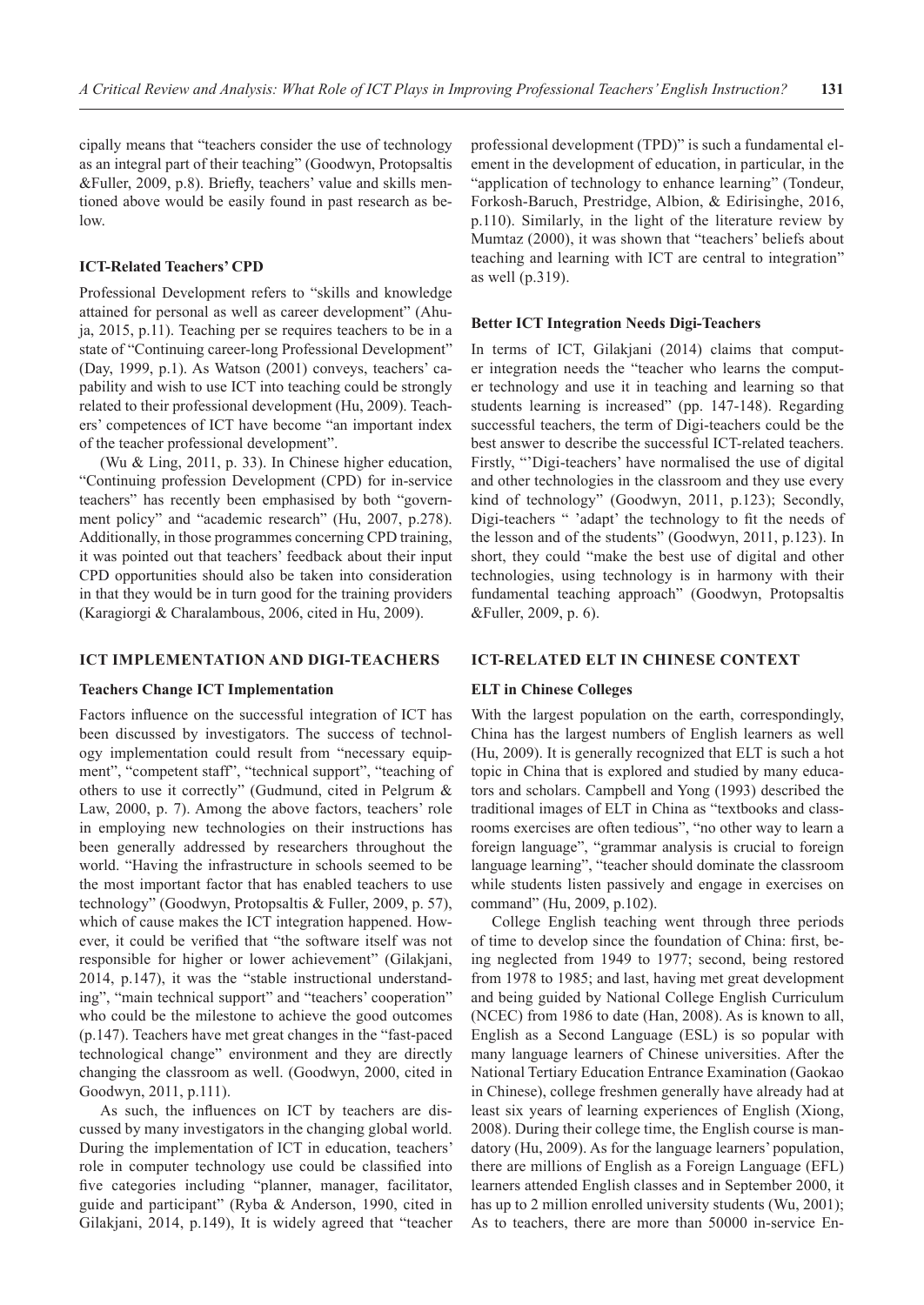cipally means that "teachers consider the use of technology as an integral part of their teaching" (Goodwyn, Protopsaltis &Fuller, 2009, p.8). Briefly, teachers' value and skills mentioned above would be easily found in past research as below.

### ICT-Related Teachers' CPD

Professional Development refers to "skills and knowledge attained for personal as well as career development" (Ahuja, 2015, p.11). Teaching per se requires teachers to be in a state of "Continuing career-long Professional Development" (Day, 1999, p.1). As Watson (2001) conveys, teachers' capability and wish to use ICT into teaching could be strongly related to their professional development (Hu, 2009). Teachers' competences of ICT have become "an important index of the teacher professional development".

(Wu & Ling, 2011, p. 33). In Chinese higher education, "Continuing profession Development (CPD) for in-service teachers" has recently been emphasised by both "government policy" and "academic research" (Hu, 2007, p.278). Additionally, in those programmes concerning CPD training, it was pointed out that teachers' feedback about their input CPD opportunities should also be taken into consideration in that they would be in turn good for the training providers (Karagiorgi & Charalambous, 2006, cited in Hu, 2009).

## ICT IMPLEMENTATION AND DIGI-TEACHERS

### Teachers Change ICT Implementation

Factors influence on the successful integration of ICT has been discussed by investigators. The success of technology implementation could result from "necessary equipment", "competent staff", "technical support", "teaching of others to use it correctly" (Gudmund, cited in Pelgrum & Law, 2000, p. 7). Among the above factors, teachers' role in employing new technologies on their instructions has been generally addressed by researchers throughout the world. "Having the infrastructure in schools seemed to be the most important factor that has enabled teachers to use technology" (Goodwyn, Protopsaltis & Fuller, 2009, p. 57), which of cause makes the ICT integration happened. However, it could be verified that "the software itself was not responsible for higher or lower achievement" (Gilakjani, 2014, p.147), it was the "stable instructional understanding", "main technical support" and "teachers' cooperation" who could be the milestone to achieve the good outcomes (p.147). Teachers have met great changes in the "fast-paced technological change" environment and they are directly changing the classroom as well. (Goodwyn, 2000, cited in Goodwyn, 2011, p.111).

As such, the influences on ICT by teachers are discussed by many investigators in the changing global world. During the implementation of ICT in education, teachers' role in computer technology use could be classified into five categories including "planner, manager, facilitator, guide and participant" (Ryba & Anderson, 1990, cited in Gilakjani, 2014, p.149), It is widely agreed that "teacher professional development (TPD)" is such a fundamental element in the development of education, in particular, in the "application of technology to enhance learning" (Tondeur, Forkosh-Baruch, Prestridge, Albion, & Edirisinghe, 2016, p.110). Similarly, in the light of the literature review by Mumtaz (2000), it was shown that "teachers' beliefs about teaching and learning with ICT are central to integration" as well (p.319).

### Better ICT Integration Needs Digi-Teachers

In terms of ICT, Gilakjani (2014) claims that computer integration needs the "teacher who learns the computer technology and use it in teaching and learning so that students learning is increased" (pp. 147-148). Regarding successful teachers, the term of Digi-teachers could be the best answer to describe the successful ICT-related teachers. Firstly, "'Digi-teachers' have normalised the use of digital and other technologies in the classroom and they use every kind of technology" (Goodwyn, 2011, p.123); Secondly, Digi-teachers " 'adapt' the technology to fit the needs of the lesson and of the students" (Goodwyn, 2011, p.123). In short, they could "make the best use of digital and other technologies, using technology is in harmony with their fundamental teaching approach" (Goodwyn, Protopsaltis &Fuller, 2009, p. 6).

## ICT-RELATED ELT IN CHINESE CONTEXT

### ELT in Chinese Colleges

With the largest population on the earth, correspondingly, China has the largest numbers of English learners as well (Hu, 2009). It is generally recognized that ELT is such a hot topic in China that is explored and studied by many educators and scholars. Campbell and Yong (1993) described the traditional images of ELT in China as "textbooks and classrooms exercises are often tedious", "no other way to learn a foreign language", "grammar analysis is crucial to foreign language learning", "teacher should dominate the classroom while students listen passively and engage in exercises on command" (Hu, 2009, p.102).

College English teaching went through three periods of time to develop since the foundation of China: first, being neglected from 1949 to 1977; second, being restored from 1978 to 1985; and last, having met great development and being guided by National College English Curriculum (NCEC) from 1986 to date (Han, 2008). As is known to all, English as a Second Language (ESL) is so popular with many language learners of Chinese universities. After the National Tertiary Education Entrance Examination (Gaokao in Chinese), college freshmen generally have already had at least six years of learning experiences of English (Xiong, 2008). During their college time, the English course is mandatory (Hu, 2009). As for the language learners' population, there are millions of English as a Foreign Language (EFL) learners attended English classes and in September 2000, it has up to 2 million enrolled university students (Wu, 2001); As to teachers, there are more than 50000 in-service En-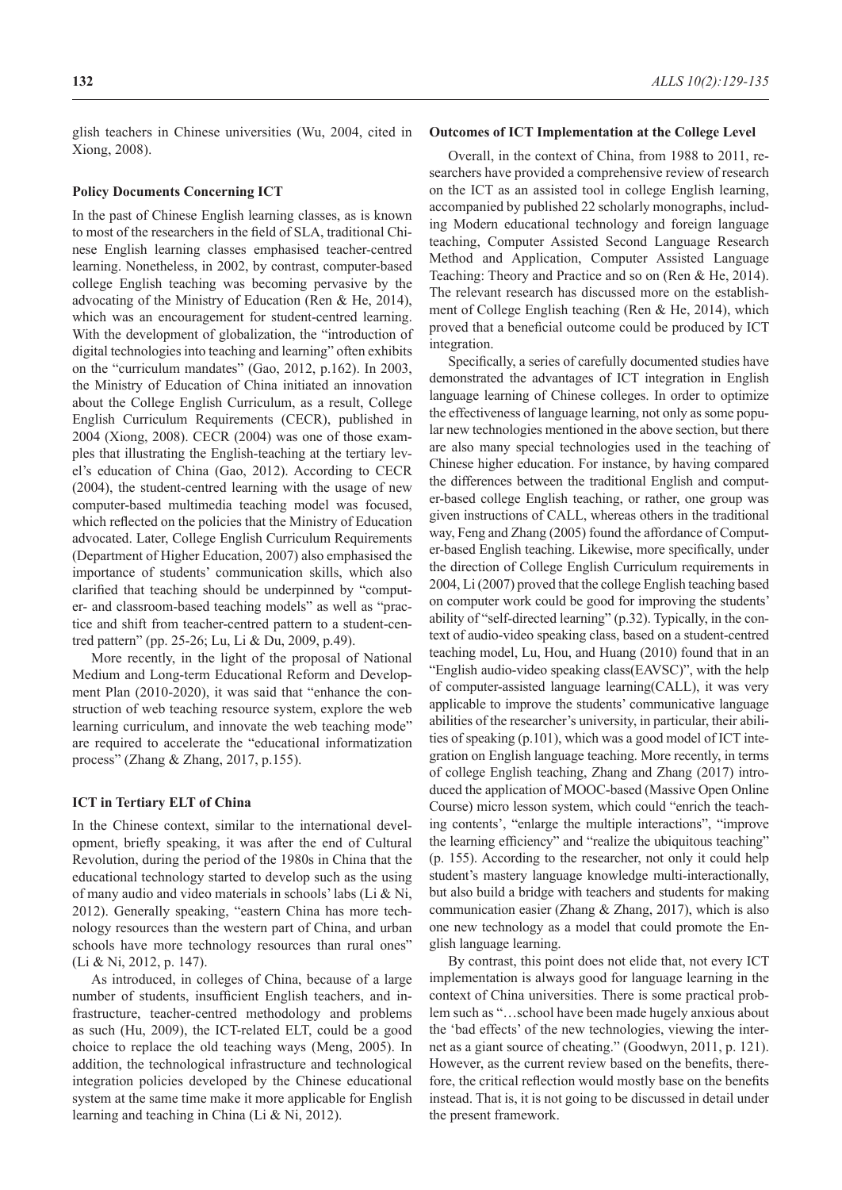glish teachers in Chinese universities (Wu, 2004, cited in Xiong, 2008).

### Policy Documents Concerning ICT

In the past of Chinese English learning classes, as is known to most of the researchers in the field of SLA, traditional Chinese English learning classes emphasised teacher-centred learning. Nonetheless, in 2002, by contrast, computer-based college English teaching was becoming pervasive by the advocating of the Ministry of Education (Ren & He, 2014), which was an encouragement for student-centred learning. With the development of globalization, the "introduction of digital technologies into teaching and learning" often exhibits on the "curriculum mandates" (Gao, 2012, p.162). In 2003, the Ministry of Education of China initiated an innovation about the College English Curriculum, as a result, College English Curriculum Requirements (CECR), published in 2004 (Xiong, 2008). CECR (2004) was one of those examples that illustrating the English-teaching at the tertiary level's education of China (Gao, 2012). According to CECR (2004), the student-centred learning with the usage of new computer-based multimedia teaching model was focused, which reflected on the policies that the Ministry of Education advocated. Later, College English Curriculum Requirements (Department of Higher Education, 2007) also emphasised the importance of students' communication skills, which also clarified that teaching should be underpinned by "computer- and classroom-based teaching models" as well as "practice and shift from teacher-centred pattern to a student-centred pattern" (pp. 25-26; Lu, Li & Du, 2009, p.49).

More recently, in the light of the proposal of National Medium and Long-term Educational Reform and Development Plan (2010-2020), it was said that "enhance the construction of web teaching resource system, explore the web learning curriculum, and innovate the web teaching mode" are required to accelerate the "educational informatization process" (Zhang & Zhang, 2017, p.155).

### ICT in Tertiary ELT of China

In the Chinese context, similar to the international development, briefly speaking, it was after the end of Cultural Revolution, during the period of the 1980s in China that the educational technology started to develop such as the using of many audio and video materials in schools' labs (Li & Ni, 2012). Generally speaking, "eastern China has more technology resources than the western part of China, and urban schools have more technology resources than rural ones" (Li & Ni, 2012, p. 147).

As introduced, in colleges of China, because of a large number of students, insufficient English teachers, and infrastructure, teacher-centred methodology and problems as such (Hu, 2009), the ICT-related ELT, could be a good choice to replace the old teaching ways (Meng, 2005). In addition, the technological infrastructure and technological integration policies developed by the Chinese educational system at the same time make it more applicable for English learning and teaching in China (Li & Ni, 2012).

### Outcomes of ICT Implementation at the College Level

Overall, in the context of China, from 1988 to 2011, researchers have provided a comprehensive review of research on the ICT as an assisted tool in college English learning, accompanied by published 22 scholarly monographs, including Modern educational technology and foreign language teaching, Computer Assisted Second Language Research Method and Application, Computer Assisted Language Teaching: Theory and Practice and so on (Ren & He, 2014). The relevant research has discussed more on the establishment of College English teaching (Ren & He, 2014), which proved that a beneficial outcome could be produced by ICT integration.

Specifically, a series of carefully documented studies have demonstrated the advantages of ICT integration in English language learning of Chinese colleges. In order to optimize the effectiveness of language learning, not only as some popular new technologies mentioned in the above section, but there are also many special technologies used in the teaching of Chinese higher education. For instance, by having compared the differences between the traditional English and computer-based college English teaching, or rather, one group was given instructions of CALL, whereas others in the traditional way, Feng and Zhang (2005) found the affordance of Computer-based English teaching. Likewise, more specifically, under the direction of College English Curriculum requirements in 2004, Li (2007) proved that the college English teaching based on computer work could be good for improving the students' ability of "self-directed learning" (p.32). Typically, in the context of audio-video speaking class, based on a student-centred teaching model, Lu, Hou, and Huang (2010) found that in an "English audio-video speaking class(EAVSC)", with the help of computer-assisted language learning(CALL), it was very applicable to improve the students' communicative language abilities of the researcher's university, in particular, their abilities of speaking (p.101), which was a good model of ICT integration on English language teaching. More recently, in terms of college English teaching, Zhang and Zhang (2017) introduced the application of MOOC-based (Massive Open Online Course) micro lesson system, which could "enrich the teaching contents', "enlarge the multiple interactions", "improve the learning efficiency" and "realize the ubiquitous teaching" (p. 155). According to the researcher, not only it could help student's mastery language knowledge multi-interactionally, but also build a bridge with teachers and students for making communication easier (Zhang & Zhang, 2017), which is also one new technology as a model that could promote the English language learning.

By contrast, this point does not elide that, not every ICT implementation is always good for language learning in the context of China universities. There is some practical problem such as "…school have been made hugely anxious about the 'bad effects' of the new technologies, viewing the internet as a giant source of cheating." (Goodwyn, 2011, p. 121). However, as the current review based on the benefits, therefore, the critical reflection would mostly base on the benefits instead. That is, it is not going to be discussed in detail under the present framework.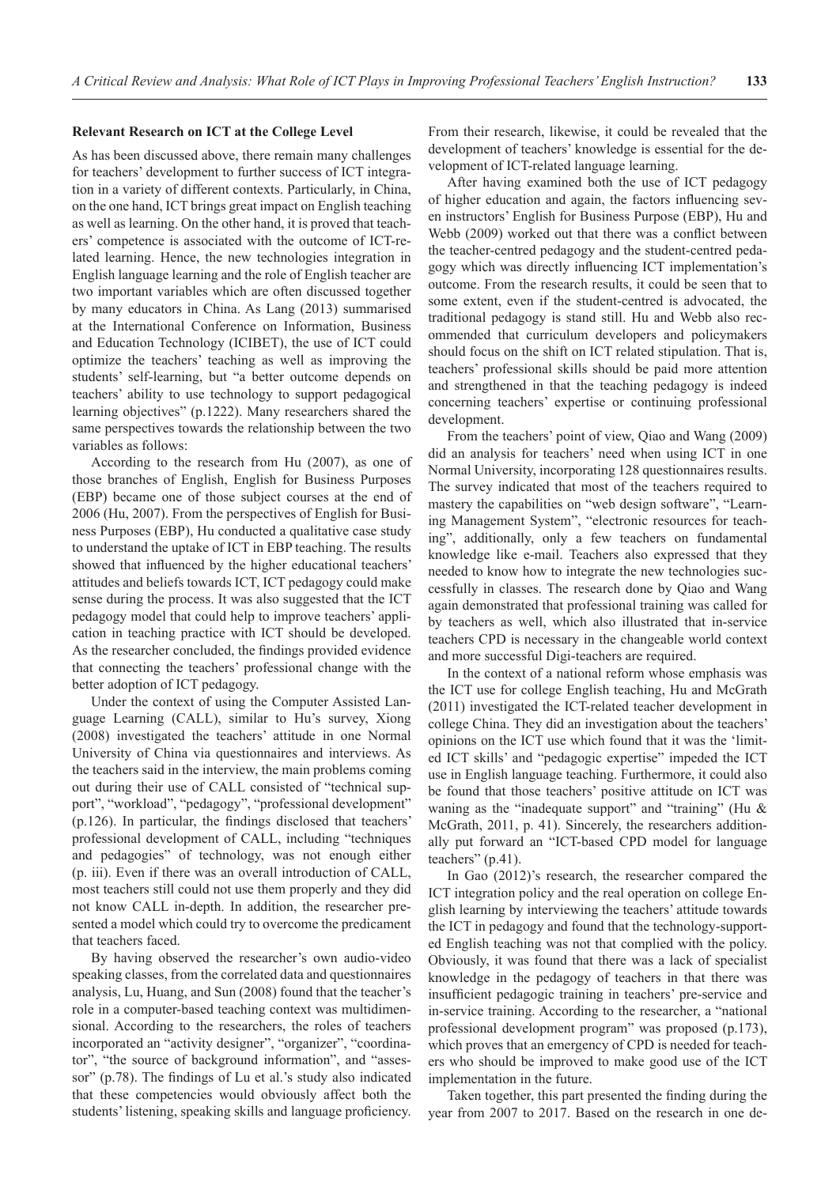### Relevant Research on ICT at the College Level

As has been discussed above, there remain many challenges for teachers' development to further success of ICT integration in a variety of different contexts. Particularly, in China, on the one hand, ICT brings great impact on English teaching as well as learning. On the other hand, it is proved that teachers' competence is associated with the outcome of ICT-related learning. Hence, the new technologies integration in English language learning and the role of English teacher are two important variables which are often discussed together by many educators in China. As Lang (2013) summarised at the International Conference on Information, Business and Education Technology (ICIBET), the use of ICT could optimize the teachers' teaching as well as improving the students' self-learning, but "a better outcome depends on teachers' ability to use technology to support pedagogical learning objectives" (p.1222). Many researchers shared the same perspectives towards the relationship between the two variables as follows:

According to the research from Hu (2007), as one of those branches of English, English for Business Purposes (EBP) became one of those subject courses at the end of 2006 (Hu, 2007). From the perspectives of English for Business Purposes (EBP), Hu conducted a qualitative case study to understand the uptake of ICT in EBP teaching. The results showed that influenced by the higher educational teachers' attitudes and beliefs towards ICT, ICT pedagogy could make sense during the process. It was also suggested that the ICT pedagogy model that could help to improve teachers' application in teaching practice with ICT should be developed. As the researcher concluded, the findings provided evidence that connecting the teachers' professional change with the better adoption of ICT pedagogy.

Under the context of using the Computer Assisted Language Learning (CALL), similar to Hu's survey, Xiong (2008) investigated the teachers' attitude in one Normal University of China via questionnaires and interviews. As the teachers said in the interview, the main problems coming out during their use of CALL consisted of "technical support", "workload", "pedagogy", "professional development" (p.126). In particular, the findings disclosed that teachers' professional development of CALL, including "techniques and pedagogies" of technology, was not enough either (p. iii). Even if there was an overall introduction of CALL, most teachers still could not use them properly and they did not know CALL in-depth. In addition, the researcher presented a model which could try to overcome the predicament that teachers faced.

By having observed the researcher's own audio-video speaking classes, from the correlated data and questionnaires analysis, Lu, Huang, and Sun (2008) found that the teacher's role in a computer-based teaching context was multidimensional. According to the researchers, the roles of teachers incorporated an "activity designer", "organizer", "coordinator", "the source of background information", and "assessor" (p.78). The findings of Lu et al.'s study also indicated that these competencies would obviously affect both the students' listening, speaking skills and language proficiency. From their research, likewise, it could be revealed that the development of teachers' knowledge is essential for the development of ICT-related language learning.

After having examined both the use of ICT pedagogy of higher education and again, the factors influencing seven instructors' English for Business Purpose (EBP), Hu and Webb (2009) worked out that there was a conflict between the teacher-centred pedagogy and the student-centred pedagogy which was directly influencing ICT implementation's outcome. From the research results, it could be seen that to some extent, even if the student-centred is advocated, the traditional pedagogy is stand still. Hu and Webb also recommended that curriculum developers and policymakers should focus on the shift on ICT related stipulation. That is, teachers' professional skills should be paid more attention and strengthened in that the teaching pedagogy is indeed concerning teachers' expertise or continuing professional development.

From the teachers' point of view, Qiao and Wang (2009) did an analysis for teachers' need when using ICT in one Normal University, incorporating 128 questionnaires results. The survey indicated that most of the teachers required to mastery the capabilities on "web design software", "Learning Management System", "electronic resources for teaching", additionally, only a few teachers on fundamental knowledge like e-mail. Teachers also expressed that they needed to know how to integrate the new technologies successfully in classes. The research done by Qiao and Wang again demonstrated that professional training was called for by teachers as well, which also illustrated that in-service teachers CPD is necessary in the changeable world context and more successful Digi-teachers are required.

In the context of a national reform whose emphasis was the ICT use for college English teaching, Hu and McGrath (2011) investigated the ICT-related teacher development in college China. They did an investigation about the teachers' opinions on the ICT use which found that it was the 'limited ICT skills' and "pedagogic expertise" impeded the ICT use in English language teaching. Furthermore, it could also be found that those teachers' positive attitude on ICT was waning as the "inadequate support" and "training" (Hu & McGrath, 2011, p. 41). Sincerely, the researchers additionally put forward an "ICT-based CPD model for language teachers" (p.41).

In Gao (2012)'s research, the researcher compared the ICT integration policy and the real operation on college English learning by interviewing the teachers' attitude towards the ICT in pedagogy and found that the technology-supported English teaching was not that complied with the policy. Obviously, it was found that there was a lack of specialist knowledge in the pedagogy of teachers in that there was insufficient pedagogic training in teachers' pre-service and in-service training. According to the researcher, a "national professional development program" was proposed (p.173), which proves that an emergency of CPD is needed for teachers who should be improved to make good use of the ICT implementation in the future.

Taken together, this part presented the finding during the year from 2007 to 2017. Based on the research in one de-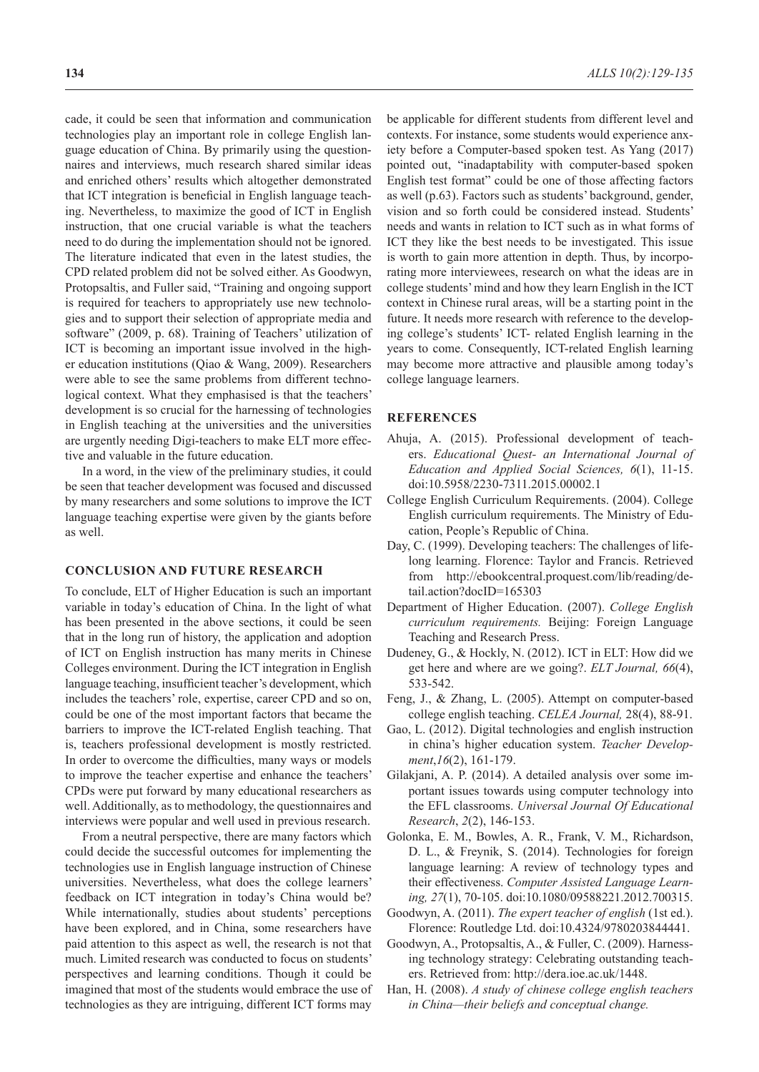cade, it could be seen that information and communication technologies play an important role in college English language education of China. By primarily using the questionnaires and interviews, much research shared similar ideas and enriched others' results which altogether demonstrated that ICT integration is beneficial in English language teaching. Nevertheless, to maximize the good of ICT in English instruction, that one crucial variable is what the teachers need to do during the implementation should not be ignored. The literature indicated that even in the latest studies, the CPD related problem did not be solved either. As Goodwyn, Protopsaltis, and Fuller said, "Training and ongoing support is required for teachers to appropriately use new technologies and to support their selection of appropriate media and software" (2009, p. 68). Training of Teachers' utilization of ICT is becoming an important issue involved in the higher education institutions (Qiao & Wang, 2009). Researchers were able to see the same problems from different technological context. What they emphasised is that the teachers' development is so crucial for the harnessing of technologies in English teaching at the universities and the universities are urgently needing Digi-teachers to make ELT more effective and valuable in the future education.

In a word, in the view of the preliminary studies, it could be seen that teacher development was focused and discussed by many researchers and some solutions to improve the ICT language teaching expertise were given by the giants before as well.

## CONCLUSION AND FUTURE RESEARCH

To conclude, ELT of Higher Education is such an important variable in today's education of China. In the light of what has been presented in the above sections, it could be seen that in the long run of history, the application and adoption of ICT on English instruction has many merits in Chinese Colleges environment. During the ICT integration in English language teaching, insufficient teacher's development, which includes the teachers' role, expertise, career CPD and so on, could be one of the most important factors that became the barriers to improve the ICT-related English teaching. That is, teachers professional development is mostly restricted. In order to overcome the difficulties, many ways or models to improve the teacher expertise and enhance the teachers' CPDs were put forward by many educational researchers as well. Additionally, as to methodology, the questionnaires and interviews were popular and well used in previous research.

From a neutral perspective, there are many factors which could decide the successful outcomes for implementing the technologies use in English language instruction of Chinese universities. Nevertheless, what does the college learners' feedback on ICT integration in today's China would be? While internationally, studies about students' perceptions have been explored, and in China, some researchers have paid attention to this aspect as well, the research is not that much. Limited research was conducted to focus on students' perspectives and learning conditions. Though it could be imagined that most of the students would embrace the use of technologies as they are intriguing, different ICT forms may be applicable for different students from different level and contexts. For instance, some students would experience anxiety before a Computer-based spoken test. As Yang (2017) pointed out, "inadaptability with computer-based spoken English test format" could be one of those affecting factors as well (p.63). Factors such as students' background, gender, vision and so forth could be considered instead. Students' needs and wants in relation to ICT such as in what forms of ICT they like the best needs to be investigated. This issue is worth to gain more attention in depth. Thus, by incorporating more interviewees, research on what the ideas are in college students' mind and how they learn English in the ICT context in Chinese rural areas, will be a starting point in the future. It needs more research with reference to the developing college's students' ICT- related English learning in the years to come. Consequently, ICT-related English learning may become more attractive and plausible among today's college language learners.

## REFERENCES

Ahuja, A. (2015). Professional development of teachers. *Educational Quest- an International Journal of Education and Applied Social Sciences, 6*(1), 11-15. doi:10.5958/2230-7311.2015.00002.1

College English Curriculum Requirements. (2004). College English curriculum requirements. The Ministry of Education, People's Republic of China.

Day, C. (1999). Developing teachers: The challenges of lifelong learning. Florence: Taylor and Francis. Retrieved from http://ebookcentral.proquest.com/lib/reading/detail.action?docID=165303

Department of Higher Education. (2007). *College English curriculum requirements.* Beijing: Foreign Language Teaching and Research Press.

Dudeney, G., & Hockly, N. (2012). ICT in ELT: How did we get here and where are we going?. *ELT Journal, 66*(4), 533-542.

Feng, J., & Zhang, L. (2005). Attempt on computer-based college english teaching. *CELEA Journal,* 28(4), 88-91.

Gao, L. (2012). Digital technologies and english instruction in china's higher education system. *Teacher Development*,*16*(2), 161-179.

Gilakjani, A. P. (2014). A detailed analysis over some important issues towards using computer technology into the EFL classrooms. *Universal Journal Of Educational Research*, *2*(2), 146-153.

Golonka, E. M., Bowles, A. R., Frank, V. M., Richardson, D. L., & Freynik, S. (2014). Technologies for foreign language learning: A review of technology types and their effectiveness. *Computer Assisted Language Learning, 27*(1), 70-105. doi:10.1080/09588221.2012.700315.

Goodwyn, A. (2011). *The expert teacher of english* (1st ed.). Florence: Routledge Ltd. doi:10.4324/9780203844441.

Goodwyn, A., Protopsaltis, A., & Fuller, C. (2009). Harnessing technology strategy: Celebrating outstanding teachers. Retrieved from: http://dera.ioe.ac.uk/1448.

Han, H. (2008). *A study of chinese college english teachers in China—their beliefs and conceptual change.*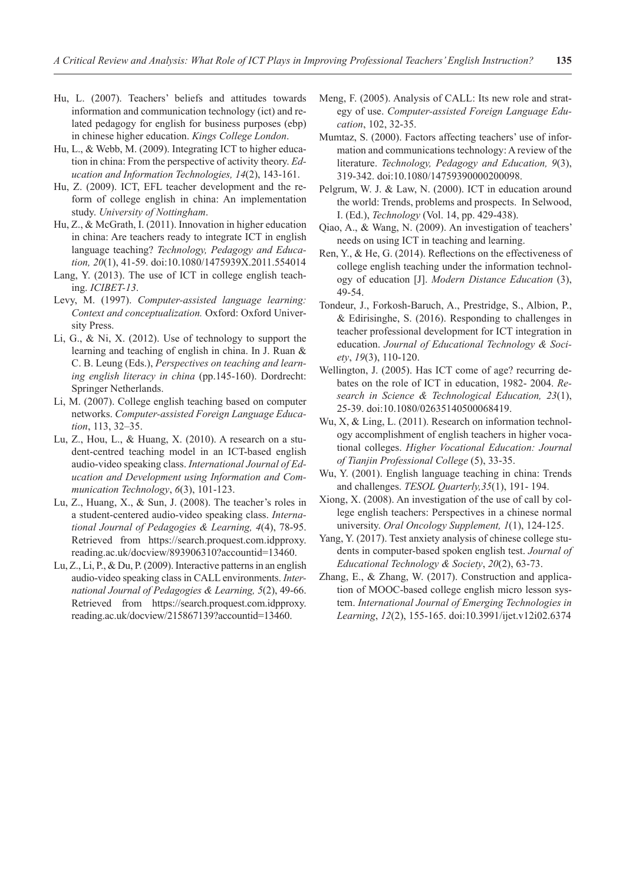Hu, L. (2007). Teachers' beliefs and attitudes towards information and communication technology (ict) and related pedagogy for english for business purposes (ebp) in chinese higher education. *Kings College London*.

Hu, L., & Webb, M. (2009). Integrating ICT to higher education in china: From the perspective of activity theory. *Education and Information Technologies, 14*(2), 143-161.

Hu, Z. (2009). ICT, EFL teacher development and the reform of college english in china: An implementation study. *University of Nottingham*.

Hu, Z., & McGrath, I. (2011). Innovation in higher education in china: Are teachers ready to integrate ICT in english language teaching? *Technology, Pedagogy and Education, 20*(1), 41-59. doi:10.1080/1475939X.2011.554014

Lang, Y. (2013). The use of ICT in college english teaching. *ICIBET-13*.

Levy, M. (1997). *Computer-assisted language learning: Context and conceptualization.* Oxford: Oxford University Press.

Li, G., & Ni, X. (2012). Use of technology to support the learning and teaching of english in china. In J. Ruan & C. B. Leung (Eds.), *Perspectives on teaching and learning english literacy in china* (pp.145-160). Dordrecht: Springer Netherlands.

Li, M. (2007). College english teaching based on computer networks. *Computer-assisted Foreign Language Education*, 113, 32–35.

Lu, Z., Hou, L., & Huang, X. (2010). A research on a student-centred teaching model in an ICT-based english audio-video speaking class. *International Journal of Education and Development using Information and Communication Technology*, *6*(3), 101-123.

Lu, Z., Huang, X., & Sun, J. (2008). The teacher's roles in a student-centered audio-video speaking class. *International Journal of Pedagogies & Learning, 4*(4), 78-95. Retrieved from https://search.proquest.com.idpproxy.reading.ac.uk/docview/893906310?accountid=13460.

Lu, Z., Li, P., & Du, P. (2009). Interactive patterns in an english audio-video speaking class in CALL environments. *International Journal of Pedagogies & Learning, 5*(2), 49-66. Retrieved from https://search.proquest.com.idpproxy.reading.ac.uk/docview/215867139?accountid=13460.

Meng, F. (2005). Analysis of CALL: Its new role and strategy of use. *Computer-assisted Foreign Language Education*, 102, 32-35.

Mumtaz, S. (2000). Factors affecting teachers' use of information and communications technology: A review of the literature. *Technology, Pedagogy and Education, 9*(3), 319-342. doi:10.1080/14759390000200098.

Pelgrum, W. J. & Law, N. (2000). ICT in education around the world: Trends, problems and prospects. In Selwood, I. (Ed.), *Technology* (Vol. 14, pp. 429-438).

Qiao, A., & Wang, N. (2009). An investigation of teachers' needs on using ICT in teaching and learning.

Ren, Y., & He, G. (2014). Reflections on the effectiveness of college english teaching under the information technology of education [J]. *Modern Distance Education* (3), 49-54.

Tondeur, J., Forkosh-Baruch, A., Prestridge, S., Albion, P., & Edirisinghe, S. (2016). Responding to challenges in teacher professional development for ICT integration in education. *Journal of Educational Technology & Society*, *19*(3), 110-120.

Wellington, J. (2005). Has ICT come of age? recurring debates on the role of ICT in education, 1982- 2004. *Research in Science & Technological Education, 23*(1), 25-39. doi:10.1080/02635140500068419.

Wu, X, & Ling, L. (2011). Research on information technology accomplishment of english teachers in higher vocational colleges. *Higher Vocational Education: Journal of Tianjin Professional College* (5), 33-35.

Wu, Y. (2001). English language teaching in china: Trends and challenges. *TESOL Quarterly,35*(1), 191- 194.

Xiong, X. (2008). An investigation of the use of call by college english teachers: Perspectives in a chinese normal university. *Oral Oncology Supplement, 1*(1), 124-125.

Yang, Y. (2017). Test anxiety analysis of chinese college students in computer-based spoken english test. *Journal of Educational Technology & Society*, *20*(2), 63-73.

Zhang, E., & Zhang, W. (2017). Construction and application of MOOC-based college english micro lesson system. *International Journal of Emerging Technologies in Learning*, *12*(2), 155-165. doi:10.3991/ijet.v12i02.6374